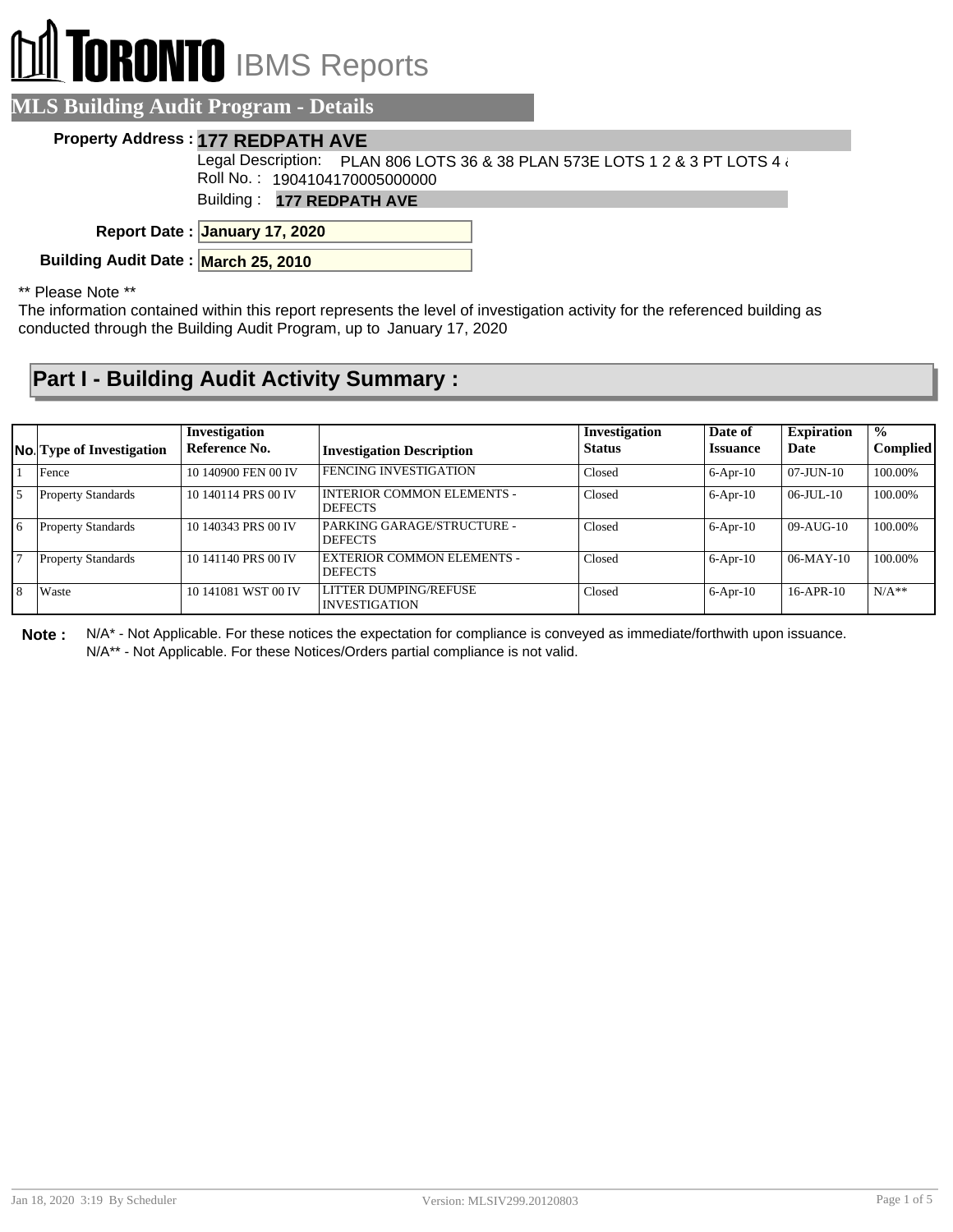# TORONTO IBMS Reports

## MLS Building Audit Program - Details

**Property Address :** 177 REDPATH AVE

Legal Description: PLAN 806 LOTS 36 & 38 PLAN 573E LOTS 1 2 & 3 PT LOTS 4 &

Roll No. : 1904104170005000000

Building : **177 REDPATH AVE**

**Report Date :** January 17, 2020

**Building Audit Date :** March 25, 2010

\*\* Please Note \*\*

The information contained within this report represents the level of investigation activity for the referenced building as conducted through the Building Audit Program, up to January 17, 2020

## Part I - Building Audit Activity Summary :

| No. | Type of Investigation | Investigation Reference No. | Investigation Description | Investigation Status | Date of Issuance | Expiration Date | % Complied |
|---|---|---|---|---|---|---|---|
| 1 | Fence | 10 140900 FEN 00 IV | FENCING INVESTIGATION | Closed | 6-Apr-10 | 07-JUN-10 | 100.00% |
| 5 | Property Standards | 10 140114 PRS 00 IV | INTERIOR COMMON ELEMENTS - DEFECTS | Closed | 6-Apr-10 | 06-JUL-10 | 100.00% |
| 6 | Property Standards | 10 140343 PRS 00 IV | PARKING GARAGE/STRUCTURE - DEFECTS | Closed | 6-Apr-10 | 09-AUG-10 | 100.00% |
| 7 | Property Standards | 10 141140 PRS 00 IV | EXTERIOR COMMON ELEMENTS - DEFECTS | Closed | 6-Apr-10 | 06-MAY-10 | 100.00% |
| 8 | Waste | 10 141081 WST 00 IV | LITTER DUMPING/REFUSE INVESTIGATION | Closed | 6-Apr-10 | 16-APR-10 | N/A** |

**Note :** N/A* - Not Applicable. For these notices the expectation for compliance is conveyed as immediate/forthwith upon issuance.
N/A** - Not Applicable. For these Notices/Orders partial compliance is not valid.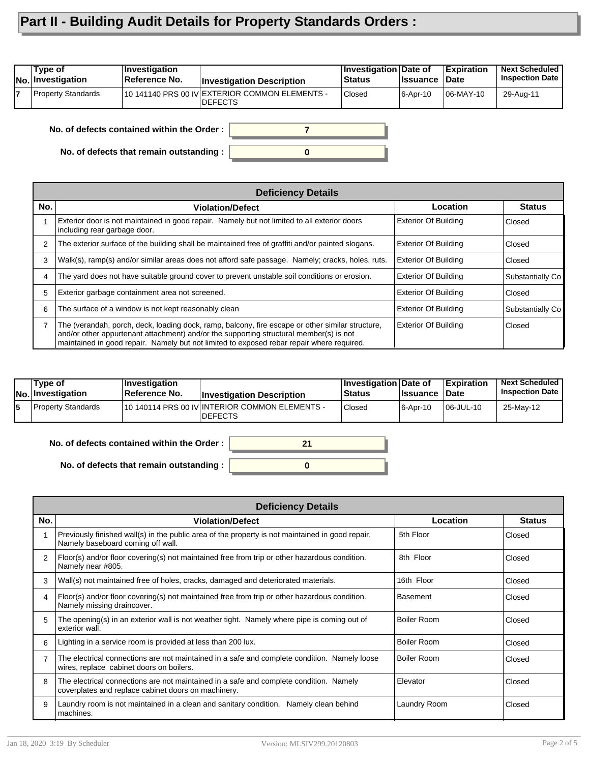# Part II - Building Audit Details for Property Standards Orders :

| No. | Type of Investigation | Investigation Reference No. | Investigation Description | Investigation Status | Date of Issuance | Expiration Date | Next Scheduled Inspection Date |
|---|---|---|---|---|---|---|---|
| 7 | Property Standards | 10 141140 PRS 00 IV | EXTERIOR COMMON ELEMENTS - DEFECTS | Closed | 6-Apr-10 | 06-MAY-10 | 29-Aug-11 |

**No. of defects contained within the Order :** 7

**No. of defects that remain outstanding :** 0

**Deficiency Details**

| No. | Violation/Defect | Location | Status |
|---|---|---|---|
| 1 | Exterior door is not maintained in good repair. Namely but not limited to all exterior doors including rear garbage door. | Exterior Of Building | Closed |
| 2 | The exterior surface of the building shall be maintained free of graffiti and/or painted slogans. | Exterior Of Building | Closed |
| 3 | Walk(s), ramp(s) and/or similar areas does not afford safe passage. Namely; cracks, holes, ruts. | Exterior Of Building | Closed |
| 4 | The yard does not have suitable ground cover to prevent unstable soil conditions or erosion. | Exterior Of Building | Substantially Co |
| 5 | Exterior garbage containment area not screened. | Exterior Of Building | Closed |
| 6 | The surface of a window is not kept reasonably clean | Exterior Of Building | Substantially Co |
| 7 | The (verandah, porch, deck, loading dock, ramp, balcony, fire escape or other similar structure, and/or other appurtenant attachment) and/or the supporting structural member(s) is not maintained in good repair. Namely but not limited to exposed rebar repair where required. | Exterior Of Building | Closed |

| No. | Type of Investigation | Investigation Reference No. | Investigation Description | Investigation Status | Date of Issuance | Expiration Date | Next Scheduled Inspection Date |
|---|---|---|---|---|---|---|---|
| 5 | Property Standards | 10 140114 PRS 00 IV | INTERIOR COMMON ELEMENTS - DEFECTS | Closed | 6-Apr-10 | 06-JUL-10 | 25-May-12 |

**No. of defects contained within the Order :** 21

**No. of defects that remain outstanding :** 0

**Deficiency Details**

| No. | Violation/Defect | Location | Status |
|---|---|---|---|
| 1 | Previously finished wall(s) in the public area of the property is not maintained in good repair. Namely baseboard coming off wall. | 5th Floor | Closed |
| 2 | Floor(s) and/or floor covering(s) not maintained free from trip or other hazardous condition. Namely near #805. | 8th Floor | Closed |
| 3 | Wall(s) not maintained free of holes, cracks, damaged and deteriorated materials. | 16th Floor | Closed |
| 4 | Floor(s) and/or floor covering(s) not maintained free from trip or other hazardous condition. Namely missing draincover. | Basement | Closed |
| 5 | The opening(s) in an exterior wall is not weather tight. Namely where pipe is coming out of exterior wall. | Boiler Room | Closed |
| 6 | Lighting in a service room is provided at less than 200 lux. | Boiler Room | Closed |
| 7 | The electrical connections are not maintained in a safe and complete condition. Namely loose wires, replace cabinet doors on boilers. | Boiler Room | Closed |
| 8 | The electrical connections are not maintained in a safe and complete condition. Namely coverplates and replace cabinet doors on machinery. | Elevator | Closed |
| 9 | Laundry room is not maintained in a clean and sanitary condition. Namely clean behind machines. | Laundry Room | Closed |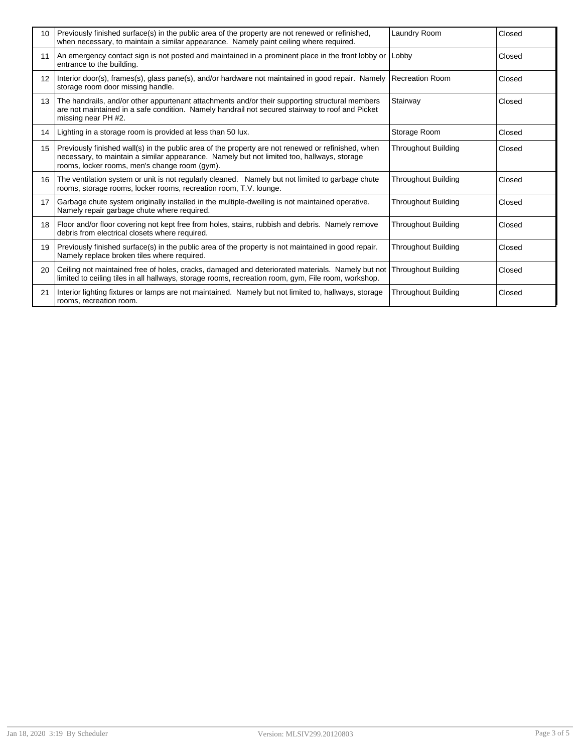| | | | |
|---|---|---|---|
| 10 | Previously finished surface(s) in the public area of the property are not renewed or refinished, when necessary, to maintain a similar appearance. Namely paint ceiling where required. | Laundry Room | Closed |
| 11 | An emergency contact sign is not posted and maintained in a prominent place in the front lobby or entrance to the building. | Lobby | Closed |
| 12 | Interior door(s), frames(s), glass pane(s), and/or hardware not maintained in good repair. Namely storage room door missing handle. | Recreation Room | Closed |
| 13 | The handrails, and/or other appurtenant attachments and/or their supporting structural members are not maintained in a safe condition. Namely handrail not secured stairway to roof and Picket missing near PH #2. | Stairway | Closed |
| 14 | Lighting in a storage room is provided at less than 50 lux. | Storage Room | Closed |
| 15 | Previously finished wall(s) in the public area of the property are not renewed or refinished, when necessary, to maintain a similar appearance. Namely but not limited too, hallways, storage rooms, locker rooms, men's change room (gym). | Throughout Building | Closed |
| 16 | The ventilation system or unit is not regularly cleaned. Namely but not limited to garbage chute rooms, storage rooms, locker rooms, recreation room, T.V. lounge. | Throughout Building | Closed |
| 17 | Garbage chute system originally installed in the multiple-dwelling is not maintained operative. Namely repair garbage chute where required. | Throughout Building | Closed |
| 18 | Floor and/or floor covering not kept free from holes, stains, rubbish and debris. Namely remove debris from electrical closets where required. | Throughout Building | Closed |
| 19 | Previously finished surface(s) in the public area of the property is not maintained in good repair. Namely replace broken tiles where required. | Throughout Building | Closed |
| 20 | Ceiling not maintained free of holes, cracks, damaged and deteriorated materials. Namely but not limited to ceiling tiles in all hallways, storage rooms, recreation room, gym, File room, workshop. | Throughout Building | Closed |
| 21 | Interior lighting fixtures or lamps are not maintained. Namely but not limited to, hallways, storage rooms, recreation room. | Throughout Building | Closed |

Jan 18, 2020 3:19 By Scheduler Version: MLSIV299.20120803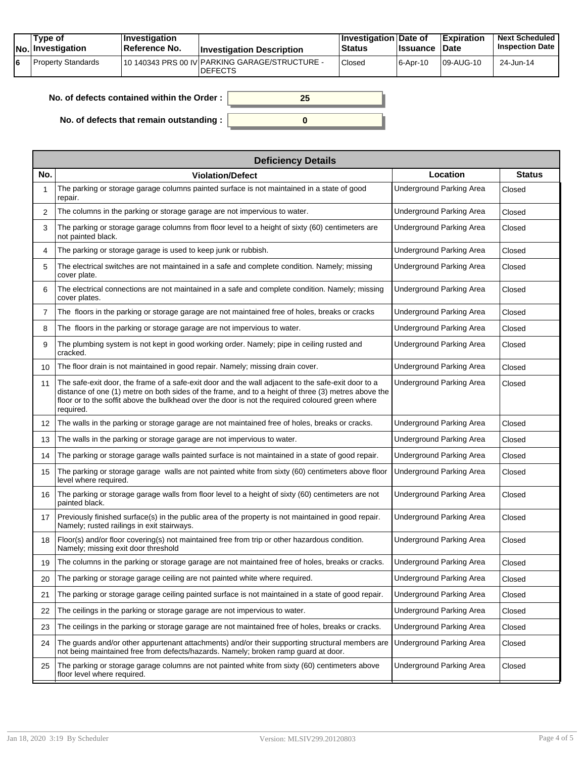| No. | Type of Investigation | Investigation Reference No. | Investigation Description | Investigation Status | Date of Issuance | Expiration Date | Next Scheduled Inspection Date |
|---|---|---|---|---|---|---|---|
| 6 | Property Standards | 10 140343 PRS 00 IV | PARKING GARAGE/STRUCTURE - DEFECTS | Closed | 6-Apr-10 | 09-AUG-10 | 24-Jun-14 |

**No. of defects contained within the Order :** 25

**No. of defects that remain outstanding :** 0

| Deficiency Details | | | |
|---|---|---|---|
| **No.** | **Violation/Defect** | **Location** | **Status** |
| 1 | The parking or storage garage columns painted surface is not maintained in a state of good repair. | Underground Parking Area | Closed |
| 2 | The columns in the parking or storage garage are not impervious to water. | Underground Parking Area | Closed |
| 3 | The parking or storage garage columns from floor level to a height of sixty (60) centimeters are not painted black. | Underground Parking Area | Closed |
| 4 | The parking or storage garage is used to keep junk or rubbish. | Underground Parking Area | Closed |
| 5 | The electrical switches are not maintained in a safe and complete condition. Namely; missing cover plate. | Underground Parking Area | Closed |
| 6 | The electrical connections are not maintained in a safe and complete condition. Namely; missing cover plates. | Underground Parking Area | Closed |
| 7 | The floors in the parking or storage garage are not maintained free of holes, breaks or cracks | Underground Parking Area | Closed |
| 8 | The floors in the parking or storage garage are not impervious to water. | Underground Parking Area | Closed |
| 9 | The plumbing system is not kept in good working order. Namely; pipe in ceiling rusted and cracked. | Underground Parking Area | Closed |
| 10 | The floor drain is not maintained in good repair. Namely; missing drain cover. | Underground Parking Area | Closed |
| 11 | The safe-exit door, the frame of a safe-exit door and the wall adjacent to the safe-exit door to a distance of one (1) metre on both sides of the frame, and to a height of three (3) metres above the floor or to the soffit above the bulkhead over the door is not the required coloured green where required. | Underground Parking Area | Closed |
| 12 | The walls in the parking or storage garage are not maintained free of holes, breaks or cracks. | Underground Parking Area | Closed |
| 13 | The walls in the parking or storage garage are not impervious to water. | Underground Parking Area | Closed |
| 14 | The parking or storage garage walls painted surface is not maintained in a state of good repair. | Underground Parking Area | Closed |
| 15 | The parking or storage garage walls are not painted white from sixty (60) centimeters above floor level where required. | Underground Parking Area | Closed |
| 16 | The parking or storage garage walls from floor level to a height of sixty (60) centimeters are not painted black. | Underground Parking Area | Closed |
| 17 | Previously finished surface(s) in the public area of the property is not maintained in good repair. Namely; rusted railings in exit stairways. | Underground Parking Area | Closed |
| 18 | Floor(s) and/or floor covering(s) not maintained free from trip or other hazardous condition. Namely; missing exit door threshold | Underground Parking Area | Closed |
| 19 | The columns in the parking or storage garage are not maintained free of holes, breaks or cracks. | Underground Parking Area | Closed |
| 20 | The parking or storage garage ceiling are not painted white where required. | Underground Parking Area | Closed |
| 21 | The parking or storage garage ceiling painted surface is not maintained in a state of good repair. | Underground Parking Area | Closed |
| 22 | The ceilings in the parking or storage garage are not impervious to water. | Underground Parking Area | Closed |
| 23 | The ceilings in the parking or storage garage are not maintained free of holes, breaks or cracks. | Underground Parking Area | Closed |
| 24 | The guards and/or other appurtenant attachments) and/or their supporting structural members are not being maintained free from defects/hazards. Namely; broken ramp guard at door. | Underground Parking Area | Closed |
| 25 | The parking or storage garage columns are not painted white from sixty (60) centimeters above floor level where required. | Underground Parking Area | Closed |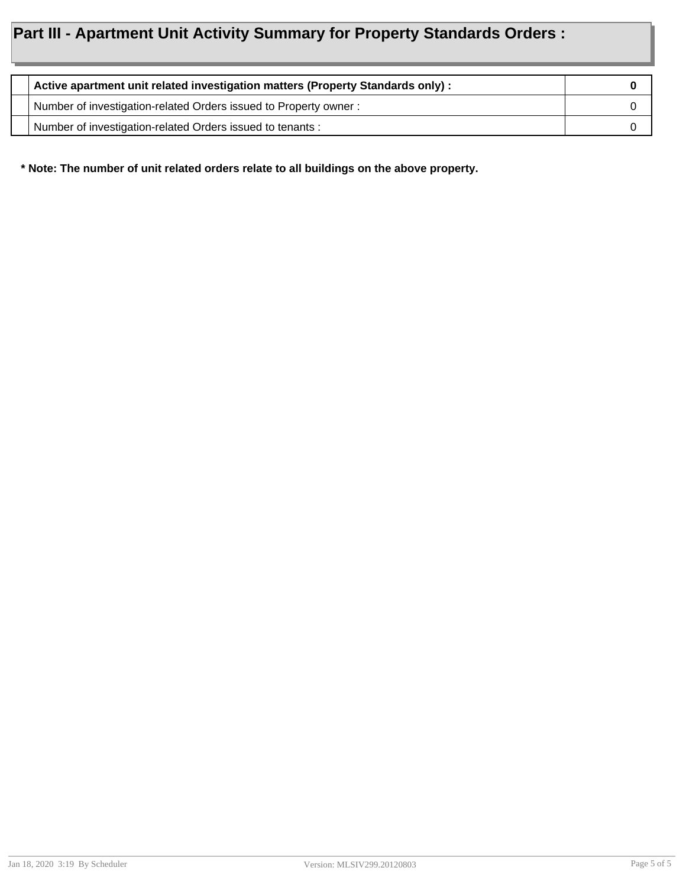# Part III - Apartment Unit Activity Summary for Property Standards Orders :

| | | |
|---|---|---|
| | **Active apartment unit related investigation matters (Property Standards only) :** | **0** |
| | Number of investigation-related Orders issued to Property owner : | 0 |
| | Number of investigation-related Orders issued to tenants : | 0 |

**\* Note: The number of unit related orders relate to all buildings on the above property.**

Jan 18, 2020 3:19 By Scheduler

Version: MLSIV299.20120803